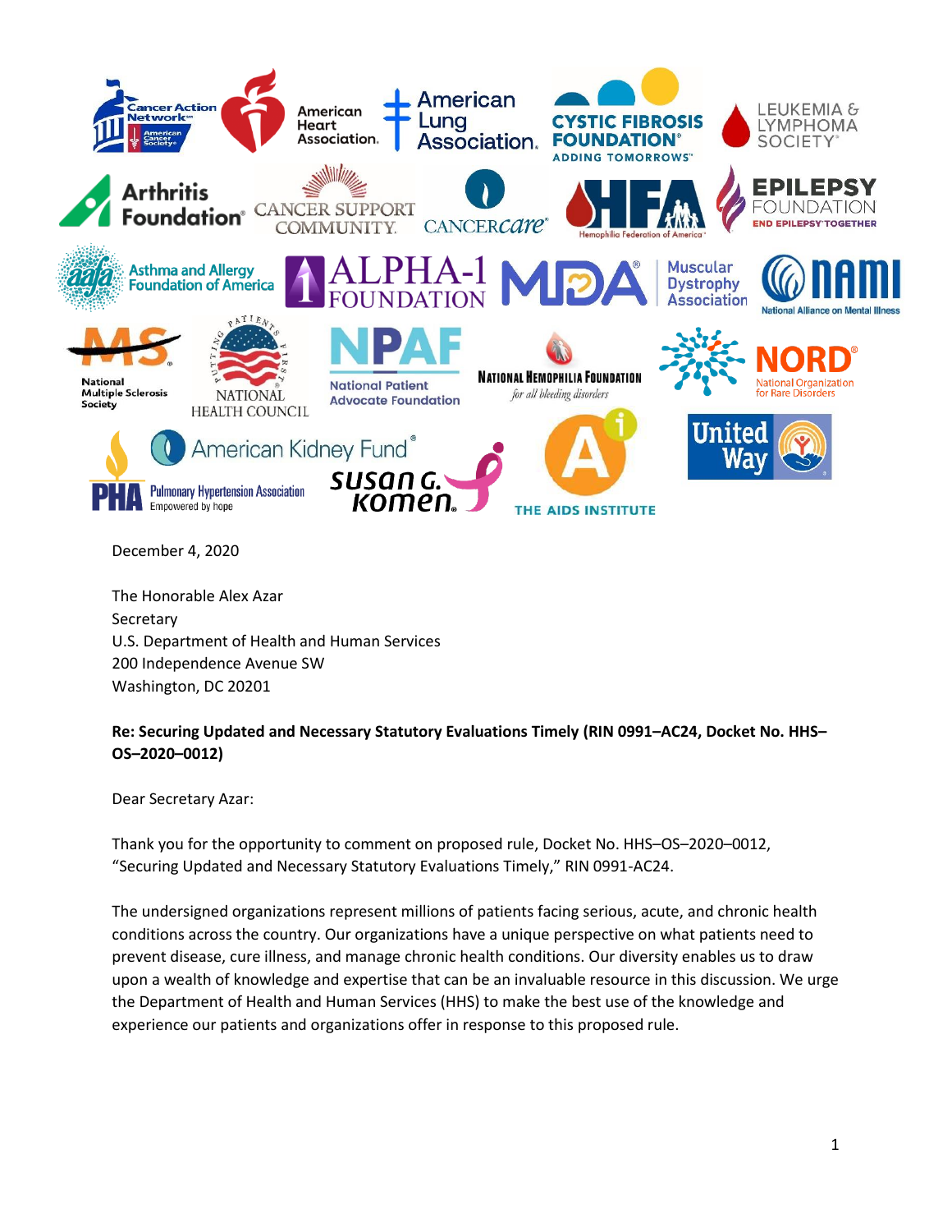December 4, 2020

The Honorable Alex Azar
Secretary
U.S. Department of Health and Human Services
200 Independence Avenue SW
Washington, DC 20201

**Re: Securing Updated and Necessary Statutory Evaluations Timely (RIN 0991–AC24, Docket No. HHS–OS–2020–0012)**

Dear Secretary Azar:

Thank you for the opportunity to comment on proposed rule, Docket No. HHS–OS–2020–0012, "Securing Updated and Necessary Statutory Evaluations Timely," RIN 0991-AC24.

The undersigned organizations represent millions of patients facing serious, acute, and chronic health conditions across the country. Our organizations have a unique perspective on what patients need to prevent disease, cure illness, and manage chronic health conditions. Our diversity enables us to draw upon a wealth of knowledge and expertise that can be an invaluable resource in this discussion. We urge the Department of Health and Human Services (HHS) to make the best use of the knowledge and experience our patients and organizations offer in response to this proposed rule.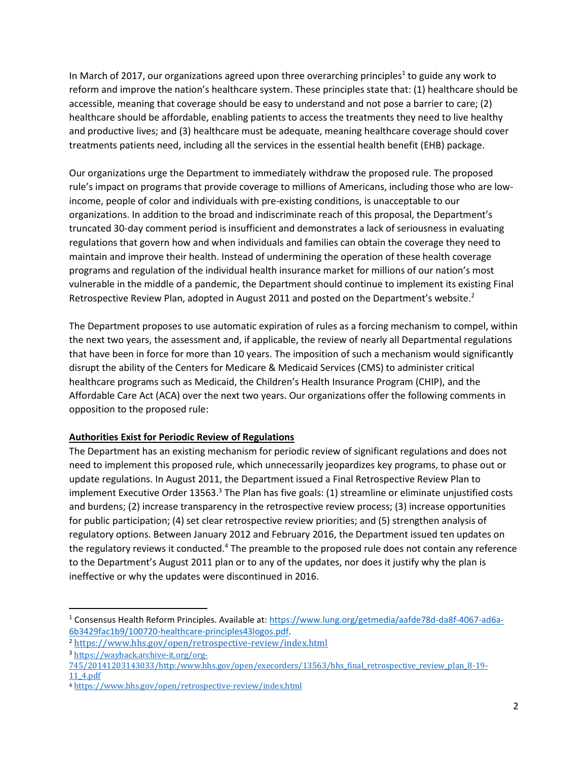In March of 2017, our organizations agreed upon three overarching principles[1] to guide any work to reform and improve the nation's healthcare system. These principles state that: (1) healthcare should be accessible, meaning that coverage should be easy to understand and not pose a barrier to care; (2) healthcare should be affordable, enabling patients to access the treatments they need to live healthy and productive lives; and (3) healthcare must be adequate, meaning healthcare coverage should cover treatments patients need, including all the services in the essential health benefit (EHB) package.

Our organizations urge the Department to immediately withdraw the proposed rule. The proposed rule's impact on programs that provide coverage to millions of Americans, including those who are low-income, people of color and individuals with pre-existing conditions, is unacceptable to our organizations. In addition to the broad and indiscriminate reach of this proposal, the Department's truncated 30-day comment period is insufficient and demonstrates a lack of seriousness in evaluating regulations that govern how and when individuals and families can obtain the coverage they need to maintain and improve their health. Instead of undermining the operation of these health coverage programs and regulation of the individual health insurance market for millions of our nation's most vulnerable in the middle of a pandemic, the Department should continue to implement its existing Final Retrospective Review Plan, adopted in August 2011 and posted on the Department's website.[2]

The Department proposes to use automatic expiration of rules as a forcing mechanism to compel, within the next two years, the assessment and, if applicable, the review of nearly all Departmental regulations that have been in force for more than 10 years. The imposition of such a mechanism would significantly disrupt the ability of the Centers for Medicare & Medicaid Services (CMS) to administer critical healthcare programs such as Medicaid, the Children's Health Insurance Program (CHIP), and the Affordable Care Act (ACA) over the next two years. Our organizations offer the following comments in opposition to the proposed rule:

**Authorities Exist for Periodic Review of Regulations**

The Department has an existing mechanism for periodic review of significant regulations and does not need to implement this proposed rule, which unnecessarily jeopardizes key programs, to phase out or update regulations. In August 2011, the Department issued a Final Retrospective Review Plan to implement Executive Order 13563.[3] The Plan has five goals: (1) streamline or eliminate unjustified costs and burdens; (2) increase transparency in the retrospective review process; (3) increase opportunities for public participation; (4) set clear retrospective review priorities; and (5) strengthen analysis of regulatory options. Between January 2012 and February 2016, the Department issued ten updates on the regulatory reviews it conducted.[4] The preamble to the proposed rule does not contain any reference to the Department's August 2011 plan or to any of the updates, nor does it justify why the plan is ineffective or why the updates were discontinued in 2016.

---

[1] Consensus Health Reform Principles. Available at: https://www.lung.org/getmedia/aafde78d-da8f-4067-ad6a-6b3429fac1b9/100720-healthcare-principles43logos.pdf.

[2] https://www.hhs.gov/open/retrospective-review/index.html

[3] https://wayback.archive-it.org/org-745/20141203143033/http:/www.hhs.gov/open/execorders/13563/hhs_final_retrospective_review_plan_8-19-11_4.pdf

[4] https://www.hhs.gov/open/retrospective-review/index.html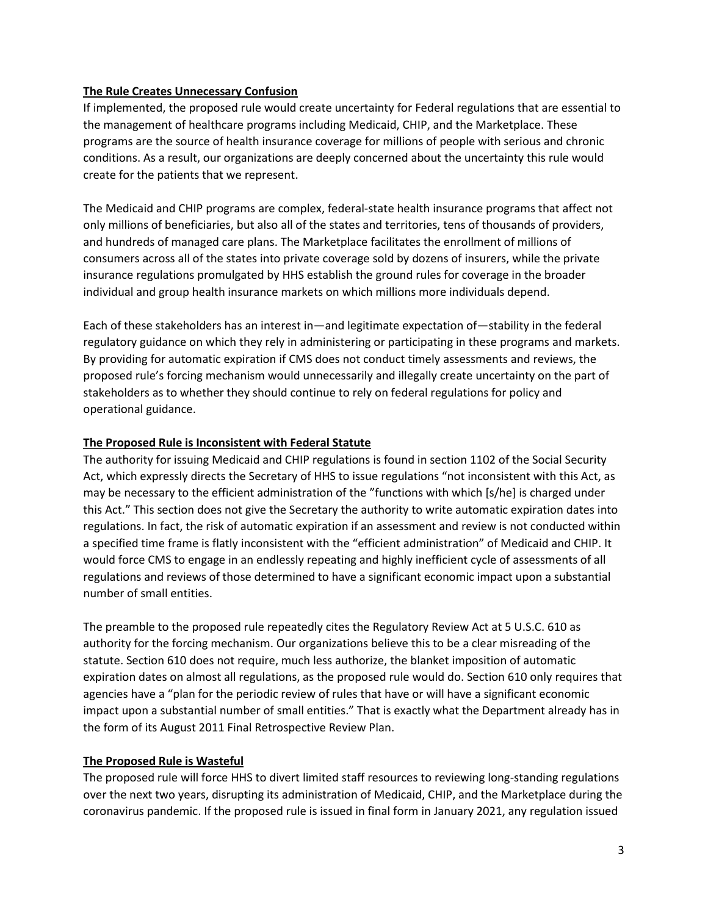**The Rule Creates Unnecessary Confusion**

If implemented, the proposed rule would create uncertainty for Federal regulations that are essential to the management of healthcare programs including Medicaid, CHIP, and the Marketplace. These programs are the source of health insurance coverage for millions of people with serious and chronic conditions. As a result, our organizations are deeply concerned about the uncertainty this rule would create for the patients that we represent.

The Medicaid and CHIP programs are complex, federal-state health insurance programs that affect not only millions of beneficiaries, but also all of the states and territories, tens of thousands of providers, and hundreds of managed care plans. The Marketplace facilitates the enrollment of millions of consumers across all of the states into private coverage sold by dozens of insurers, while the private insurance regulations promulgated by HHS establish the ground rules for coverage in the broader individual and group health insurance markets on which millions more individuals depend.

Each of these stakeholders has an interest in—and legitimate expectation of—stability in the federal regulatory guidance on which they rely in administering or participating in these programs and markets. By providing for automatic expiration if CMS does not conduct timely assessments and reviews, the proposed rule's forcing mechanism would unnecessarily and illegally create uncertainty on the part of stakeholders as to whether they should continue to rely on federal regulations for policy and operational guidance.

**The Proposed Rule is Inconsistent with Federal Statute**

The authority for issuing Medicaid and CHIP regulations is found in section 1102 of the Social Security Act, which expressly directs the Secretary of HHS to issue regulations "not inconsistent with this Act, as may be necessary to the efficient administration of the "functions with which [s/he] is charged under this Act." This section does not give the Secretary the authority to write automatic expiration dates into regulations. In fact, the risk of automatic expiration if an assessment and review is not conducted within a specified time frame is flatly inconsistent with the "efficient administration" of Medicaid and CHIP. It would force CMS to engage in an endlessly repeating and highly inefficient cycle of assessments of all regulations and reviews of those determined to have a significant economic impact upon a substantial number of small entities.

The preamble to the proposed rule repeatedly cites the Regulatory Review Act at 5 U.S.C. 610 as authority for the forcing mechanism. Our organizations believe this to be a clear misreading of the statute. Section 610 does not require, much less authorize, the blanket imposition of automatic expiration dates on almost all regulations, as the proposed rule would do. Section 610 only requires that agencies have a "plan for the periodic review of rules that have or will have a significant economic impact upon a substantial number of small entities." That is exactly what the Department already has in the form of its August 2011 Final Retrospective Review Plan.

**The Proposed Rule is Wasteful**

The proposed rule will force HHS to divert limited staff resources to reviewing long-standing regulations over the next two years, disrupting its administration of Medicaid, CHIP, and the Marketplace during the coronavirus pandemic. If the proposed rule is issued in final form in January 2021, any regulation issued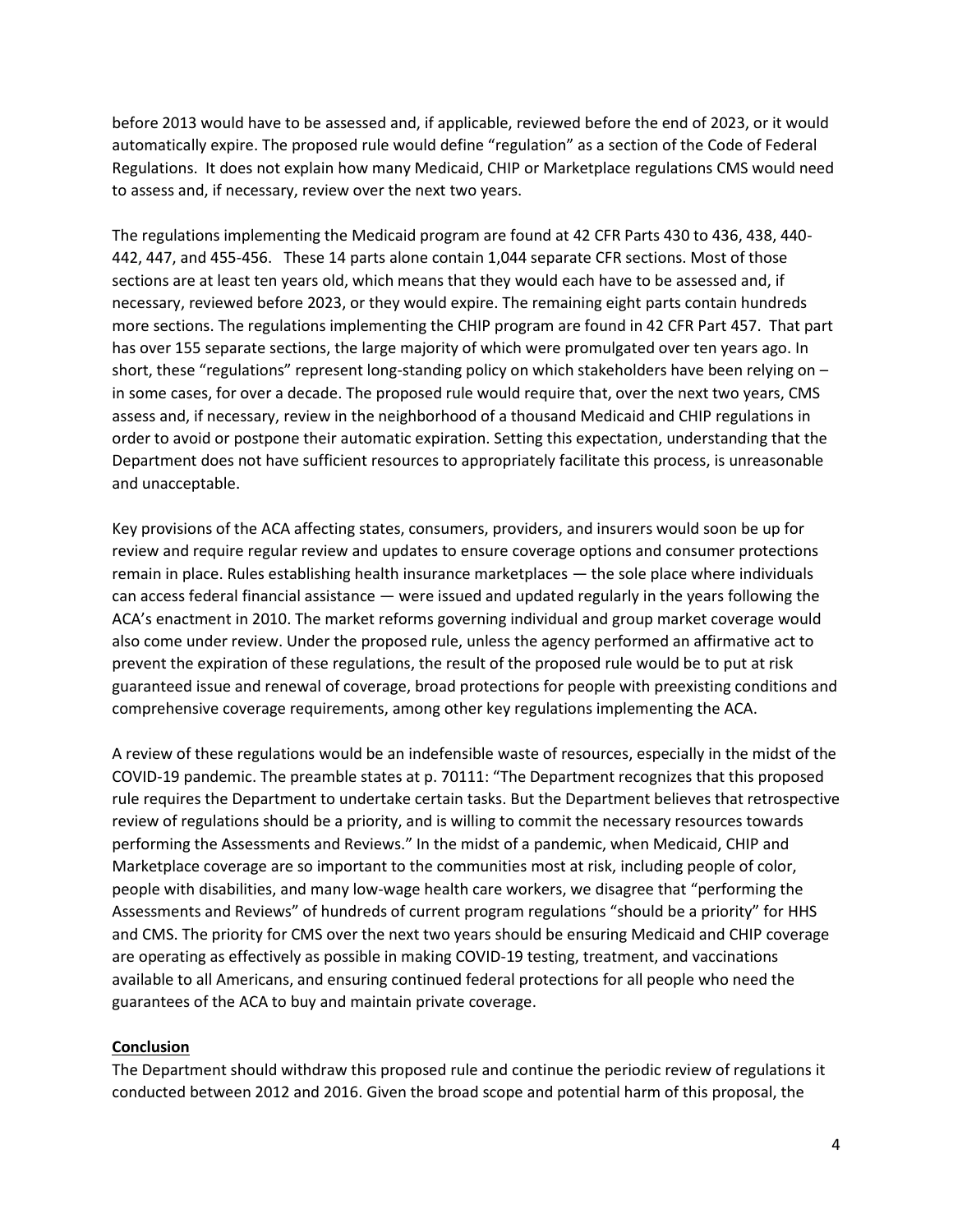before 2013 would have to be assessed and, if applicable, reviewed before the end of 2023, or it would automatically expire. The proposed rule would define "regulation" as a section of the Code of Federal Regulations. It does not explain how many Medicaid, CHIP or Marketplace regulations CMS would need to assess and, if necessary, review over the next two years.

The regulations implementing the Medicaid program are found at 42 CFR Parts 430 to 436, 438, 440-442, 447, and 455-456. These 14 parts alone contain 1,044 separate CFR sections. Most of those sections are at least ten years old, which means that they would each have to be assessed and, if necessary, reviewed before 2023, or they would expire. The remaining eight parts contain hundreds more sections. The regulations implementing the CHIP program are found in 42 CFR Part 457. That part has over 155 separate sections, the large majority of which were promulgated over ten years ago. In short, these "regulations" represent long-standing policy on which stakeholders have been relying on – in some cases, for over a decade. The proposed rule would require that, over the next two years, CMS assess and, if necessary, review in the neighborhood of a thousand Medicaid and CHIP regulations in order to avoid or postpone their automatic expiration. Setting this expectation, understanding that the Department does not have sufficient resources to appropriately facilitate this process, is unreasonable and unacceptable.

Key provisions of the ACA affecting states, consumers, providers, and insurers would soon be up for review and require regular review and updates to ensure coverage options and consumer protections remain in place. Rules establishing health insurance marketplaces — the sole place where individuals can access federal financial assistance — were issued and updated regularly in the years following the ACA's enactment in 2010. The market reforms governing individual and group market coverage would also come under review. Under the proposed rule, unless the agency performed an affirmative act to prevent the expiration of these regulations, the result of the proposed rule would be to put at risk guaranteed issue and renewal of coverage, broad protections for people with preexisting conditions and comprehensive coverage requirements, among other key regulations implementing the ACA.

A review of these regulations would be an indefensible waste of resources, especially in the midst of the COVID-19 pandemic. The preamble states at p. 70111: "The Department recognizes that this proposed rule requires the Department to undertake certain tasks. But the Department believes that retrospective review of regulations should be a priority, and is willing to commit the necessary resources towards performing the Assessments and Reviews." In the midst of a pandemic, when Medicaid, CHIP and Marketplace coverage are so important to the communities most at risk, including people of color, people with disabilities, and many low-wage health care workers, we disagree that "performing the Assessments and Reviews" of hundreds of current program regulations "should be a priority" for HHS and CMS. The priority for CMS over the next two years should be ensuring Medicaid and CHIP coverage are operating as effectively as possible in making COVID-19 testing, treatment, and vaccinations available to all Americans, and ensuring continued federal protections for all people who need the guarantees of the ACA to buy and maintain private coverage.

## Conclusion

The Department should withdraw this proposed rule and continue the periodic review of regulations it conducted between 2012 and 2016. Given the broad scope and potential harm of this proposal, the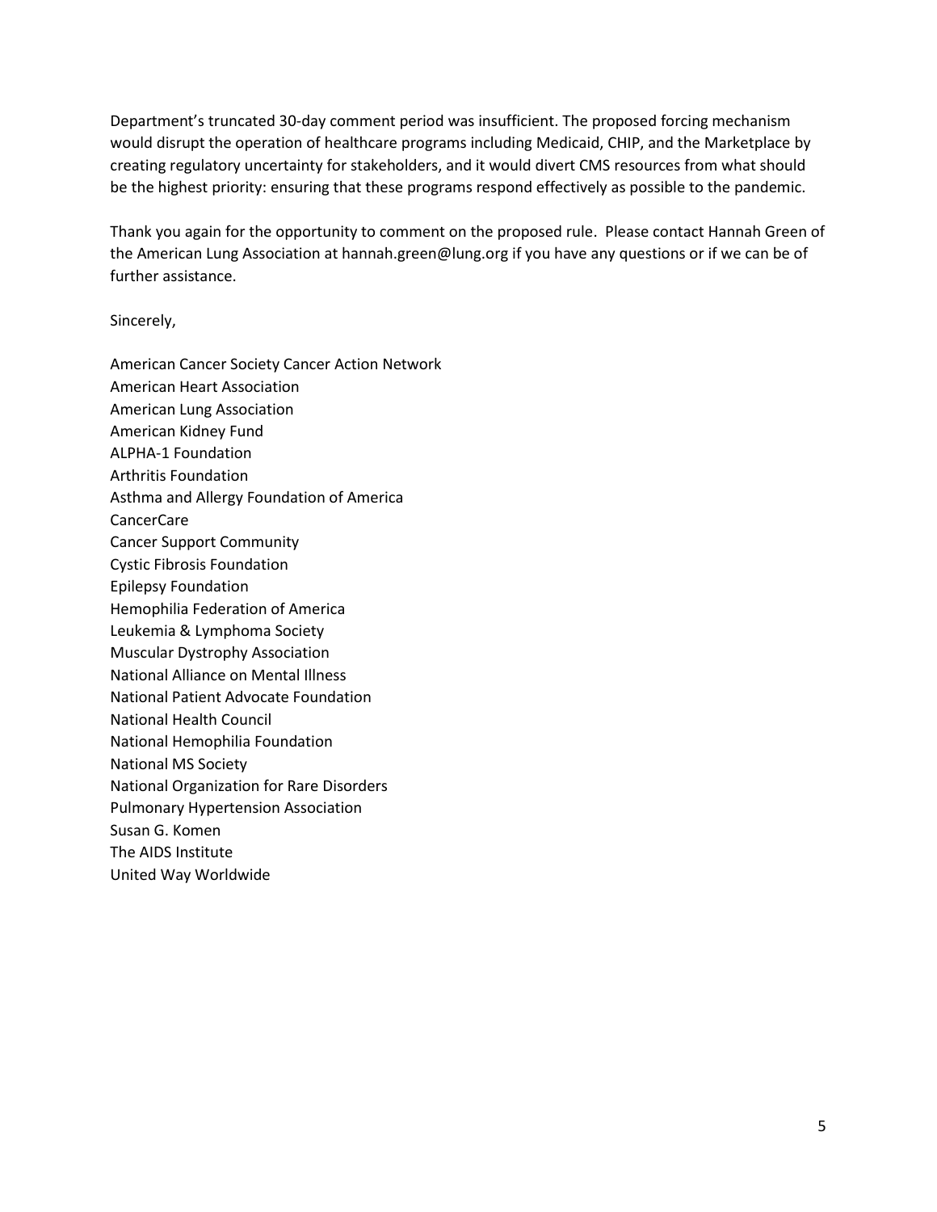Department's truncated 30-day comment period was insufficient. The proposed forcing mechanism would disrupt the operation of healthcare programs including Medicaid, CHIP, and the Marketplace by creating regulatory uncertainty for stakeholders, and it would divert CMS resources from what should be the highest priority: ensuring that these programs respond effectively as possible to the pandemic.

Thank you again for the opportunity to comment on the proposed rule. Please contact Hannah Green of the American Lung Association at hannah.green@lung.org if you have any questions or if we can be of further assistance.

Sincerely,

American Cancer Society Cancer Action Network
American Heart Association
American Lung Association
American Kidney Fund
ALPHA-1 Foundation
Arthritis Foundation
Asthma and Allergy Foundation of America
CancerCare
Cancer Support Community
Cystic Fibrosis Foundation
Epilepsy Foundation
Hemophilia Federation of America
Leukemia & Lymphoma Society
Muscular Dystrophy Association
National Alliance on Mental Illness
National Patient Advocate Foundation
National Health Council
National Hemophilia Foundation
National MS Society
National Organization for Rare Disorders
Pulmonary Hypertension Association
Susan G. Komen
The AIDS Institute
United Way Worldwide